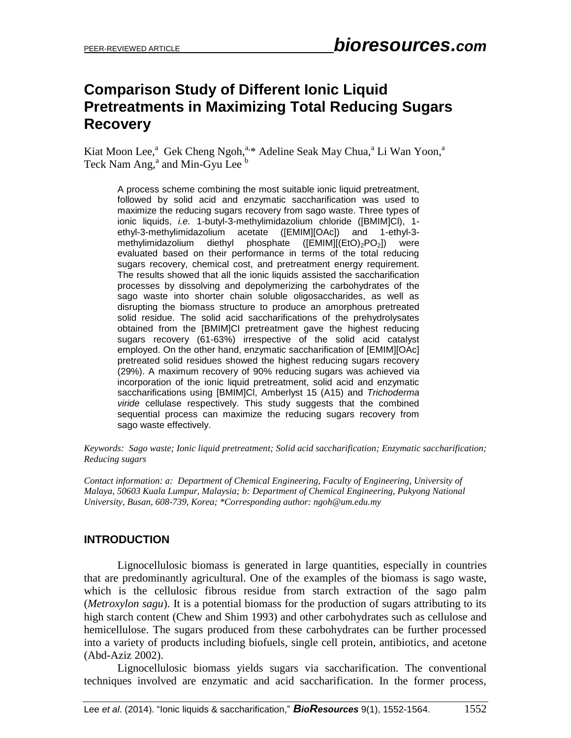# Comparison Study of Different Ionic Liquid Pretreatments in Maximizing Total Reducing Sugars Recovery

Kiat Moon Lee,[a] Gek Cheng Ngoh,[a,]* Adeline Seak May Chua,[a] Li Wan Yoon,[a] Teck Nam Ang,[a] and Min-Gyu Lee [b]

A process scheme combining the most suitable ionic liquid pretreatment, followed by solid acid and enzymatic saccharification was used to maximize the reducing sugars recovery from sago waste. Three types of ionic liquids, *i.e.* 1-butyl-3-methylimidazolium chloride ([BMIM]Cl), 1-ethyl-3-methylimidazolium acetate ([EMIM][OAc]) and 1-ethyl-3-methylimidazolium diethyl phosphate ([EMIM][$(EtO)_2PO_2$]) were evaluated based on their performance in terms of the total reducing sugars recovery, chemical cost, and pretreatment energy requirement. The results showed that all the ionic liquids assisted the saccharification processes by dissolving and depolymerizing the carbohydrates of the sago waste into shorter chain soluble oligosaccharides, as well as disrupting the biomass structure to produce an amorphous pretreated solid residue. The solid acid saccharifications of the prehydrolysates obtained from the [BMIM]Cl pretreatment gave the highest reducing sugars recovery (61-63%) irrespective of the solid acid catalyst employed. On the other hand, enzymatic saccharification of [EMIM][OAc] pretreated solid residues showed the highest reducing sugars recovery (29%). A maximum recovery of 90% reducing sugars was achieved via incorporation of the ionic liquid pretreatment, solid acid and enzymatic saccharifications using [BMIM]Cl, Amberlyst 15 (A15) and *Trichoderma viride* cellulase respectively. This study suggests that the combined sequential process can maximize the reducing sugars recovery from sago waste effectively.

*Keywords: Sago waste; Ionic liquid pretreatment; Solid acid saccharification; Enzymatic saccharification; Reducing sugars*

*Contact information: a: Department of Chemical Engineering, Faculty of Engineering, University of Malaya, 50603 Kuala Lumpur, Malaysia; b: Department of Chemical Engineering, Pukyong National University, Busan, 608-739, Korea; *Corresponding author: ngoh@um.edu.my*

## INTRODUCTION

Lignocellulosic biomass is generated in large quantities, especially in countries that are predominantly agricultural. One of the examples of the biomass is sago waste, which is the cellulosic fibrous residue from starch extraction of the sago palm (*Metroxylon sagu*). It is a potential biomass for the production of sugars attributing to its high starch content (Chew and Shim 1993) and other carbohydrates such as cellulose and hemicellulose. The sugars produced from these carbohydrates can be further processed into a variety of products including biofuels, single cell protein, antibiotics, and acetone (Abd-Aziz 2002).

Lignocellulosic biomass yields sugars via saccharification. The conventional techniques involved are enzymatic and acid saccharification. In the former process,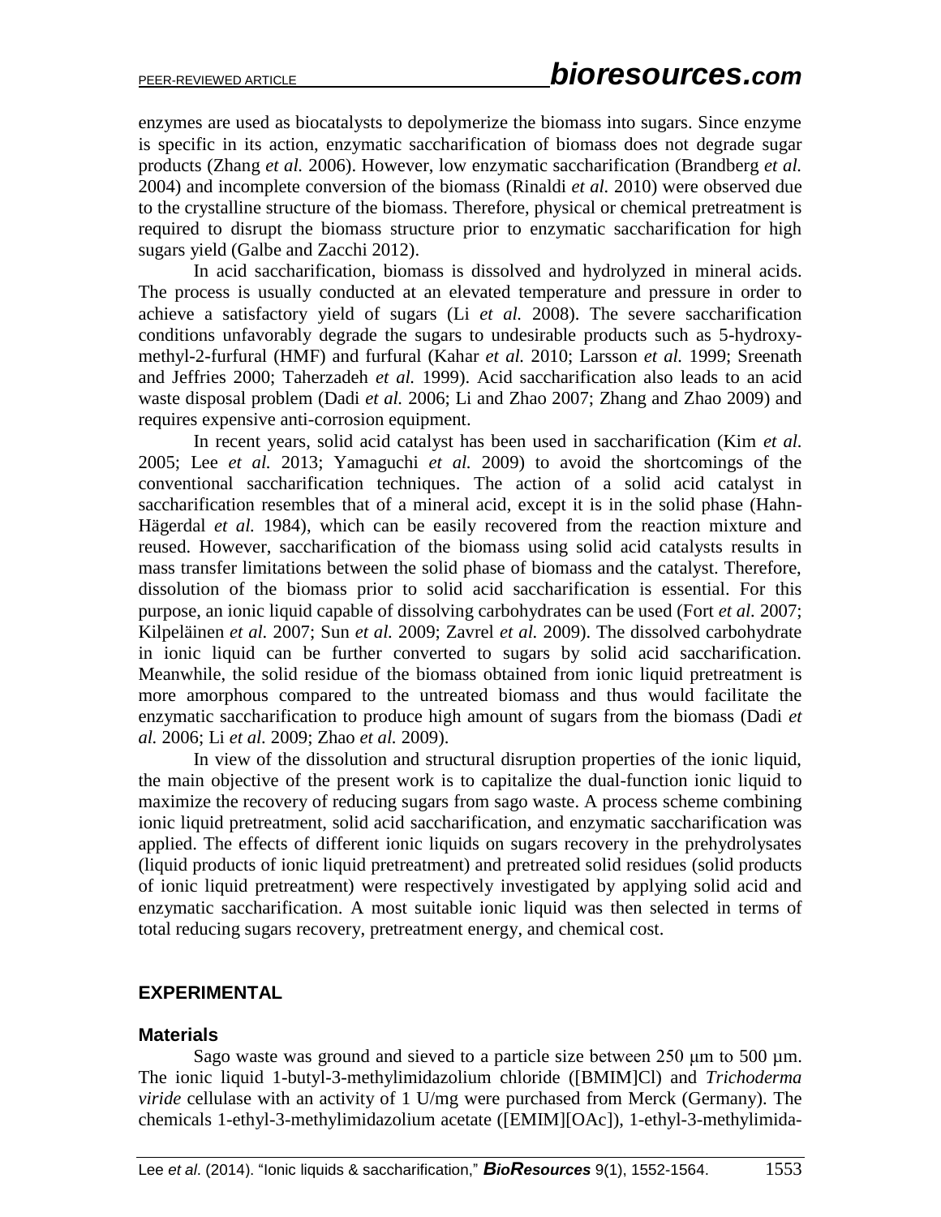enzymes are used as biocatalysts to depolymerize the biomass into sugars. Since enzyme is specific in its action, enzymatic saccharification of biomass does not degrade sugar products (Zhang *et al.* 2006). However, low enzymatic saccharification (Brandberg *et al.* 2004) and incomplete conversion of the biomass (Rinaldi *et al.* 2010) were observed due to the crystalline structure of the biomass. Therefore, physical or chemical pretreatment is required to disrupt the biomass structure prior to enzymatic saccharification for high sugars yield (Galbe and Zacchi 2012).

In acid saccharification, biomass is dissolved and hydrolyzed in mineral acids. The process is usually conducted at an elevated temperature and pressure in order to achieve a satisfactory yield of sugars (Li *et al.* 2008). The severe saccharification conditions unfavorably degrade the sugars to undesirable products such as 5-hydroxy-methyl-2-furfural (HMF) and furfural (Kahar *et al.* 2010; Larsson *et al.* 1999; Sreenath and Jeffries 2000; Taherzadeh *et al.* 1999). Acid saccharification also leads to an acid waste disposal problem (Dadi *et al.* 2006; Li and Zhao 2007; Zhang and Zhao 2009) and requires expensive anti-corrosion equipment.

In recent years, solid acid catalyst has been used in saccharification (Kim *et al.* 2005; Lee *et al.* 2013; Yamaguchi *et al.* 2009) to avoid the shortcomings of the conventional saccharification techniques. The action of a solid acid catalyst in saccharification resembles that of a mineral acid, except it is in the solid phase (Hahn-Hägerdal *et al.* 1984), which can be easily recovered from the reaction mixture and reused. However, saccharification of the biomass using solid acid catalysts results in mass transfer limitations between the solid phase of biomass and the catalyst. Therefore, dissolution of the biomass prior to solid acid saccharification is essential. For this purpose, an ionic liquid capable of dissolving carbohydrates can be used (Fort *et al.* 2007; Kilpeläinen *et al.* 2007; Sun *et al.* 2009; Zavrel *et al.* 2009). The dissolved carbohydrate in ionic liquid can be further converted to sugars by solid acid saccharification. Meanwhile, the solid residue of the biomass obtained from ionic liquid pretreatment is more amorphous compared to the untreated biomass and thus would facilitate the enzymatic saccharification to produce high amount of sugars from the biomass (Dadi *et al.* 2006; Li *et al.* 2009; Zhao *et al.* 2009).

In view of the dissolution and structural disruption properties of the ionic liquid, the main objective of the present work is to capitalize the dual-function ionic liquid to maximize the recovery of reducing sugars from sago waste. A process scheme combining ionic liquid pretreatment, solid acid saccharification, and enzymatic saccharification was applied. The effects of different ionic liquids on sugars recovery in the prehydrolysates (liquid products of ionic liquid pretreatment) and pretreated solid residues (solid products of ionic liquid pretreatment) were respectively investigated by applying solid acid and enzymatic saccharification. A most suitable ionic liquid was then selected in terms of total reducing sugars recovery, pretreatment energy, and chemical cost.

## EXPERIMENTAL

### Materials

Sago waste was ground and sieved to a particle size between 250 µm to 500 µm. The ionic liquid 1-butyl-3-methylimidazolium chloride ([BMIM]Cl) and *Trichoderma viride* cellulase with an activity of 1 U/mg were purchased from Merck (Germany). The chemicals 1-ethyl-3-methylimidazolium acetate ([EMIM][OAc]), 1-ethyl-3-methylimida-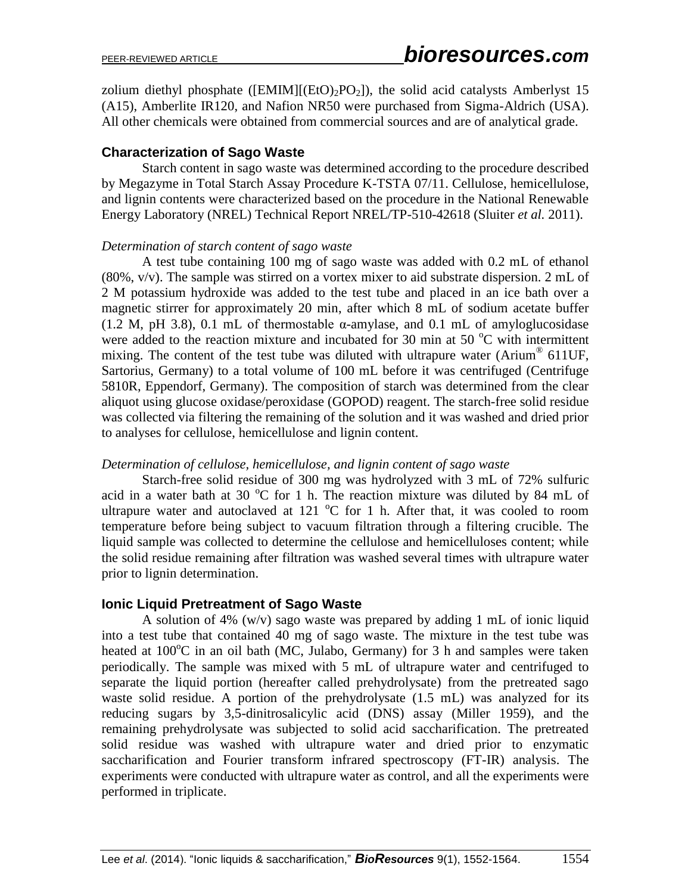zolium diethyl phosphate ([EMIM][$(EtO)_2PO_2$]), the solid acid catalysts Amberlyst 15 (A15), Amberlite IR120, and Nafion NR50 were purchased from Sigma-Aldrich (USA). All other chemicals were obtained from commercial sources and are of analytical grade.

## Characterization of Sago Waste

Starch content in sago waste was determined according to the procedure described by Megazyme in Total Starch Assay Procedure K-TSTA 07/11. Cellulose, hemicellulose, and lignin contents were characterized based on the procedure in the National Renewable Energy Laboratory (NREL) Technical Report NREL/TP-510-42618 (Sluiter *et al.* 2011).

### *Determination of starch content of sago waste*

A test tube containing 100 mg of sago waste was added with 0.2 mL of ethanol (80%, v/v). The sample was stirred on a vortex mixer to aid substrate dispersion. 2 mL of 2 M potassium hydroxide was added to the test tube and placed in an ice bath over a magnetic stirrer for approximately 20 min, after which 8 mL of sodium acetate buffer (1.2 M, pH 3.8), 0.1 mL of thermostable α-amylase, and 0.1 mL of amyloglucosidase were added to the reaction mixture and incubated for 30 min at 50 °C with intermittent mixing. The content of the test tube was diluted with ultrapure water (Arium® 611UF, Sartorius, Germany) to a total volume of 100 mL before it was centrifuged (Centrifuge 5810R, Eppendorf, Germany). The composition of starch was determined from the clear aliquot using glucose oxidase/peroxidase (GOPOD) reagent. The starch-free solid residue was collected via filtering the remaining of the solution and it was washed and dried prior to analyses for cellulose, hemicellulose and lignin content.

### *Determination of cellulose, hemicellulose, and lignin content of sago waste*

Starch-free solid residue of 300 mg was hydrolyzed with 3 mL of 72% sulfuric acid in a water bath at 30 °C for 1 h. The reaction mixture was diluted by 84 mL of ultrapure water and autoclaved at 121 °C for 1 h. After that, it was cooled to room temperature before being subject to vacuum filtration through a filtering crucible. The liquid sample was collected to determine the cellulose and hemicelluloses content; while the solid residue remaining after filtration was washed several times with ultrapure water prior to lignin determination.

## Ionic Liquid Pretreatment of Sago Waste

A solution of 4% (w/v) sago waste was prepared by adding 1 mL of ionic liquid into a test tube that contained 40 mg of sago waste. The mixture in the test tube was heated at 100°C in an oil bath (MC, Julabo, Germany) for 3 h and samples were taken periodically. The sample was mixed with 5 mL of ultrapure water and centrifuged to separate the liquid portion (hereafter called prehydrolysate) from the pretreated sago waste solid residue. A portion of the prehydrolysate (1.5 mL) was analyzed for its reducing sugars by 3,5-dinitrosalicylic acid (DNS) assay (Miller 1959), and the remaining prehydrolysate was subjected to solid acid saccharification. The pretreated solid residue was washed with ultrapure water and dried prior to enzymatic saccharification and Fourier transform infrared spectroscopy (FT-IR) analysis. The experiments were conducted with ultrapure water as control, and all the experiments were performed in triplicate.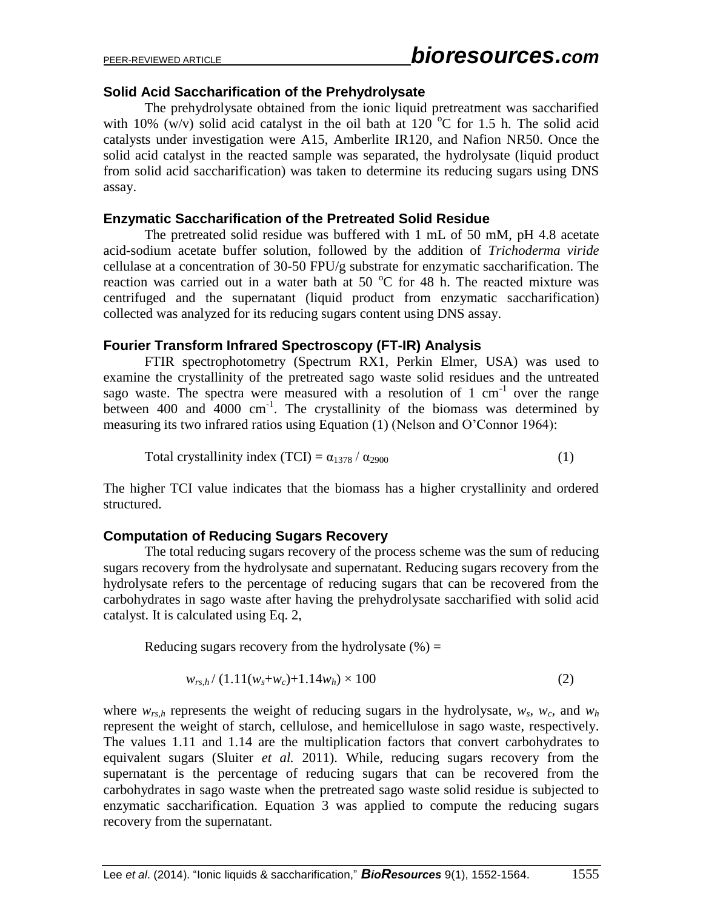### Solid Acid Saccharification of the Prehydrolysate

The prehydrolysate obtained from the ionic liquid pretreatment was saccharified with 10% (w/v) solid acid catalyst in the oil bath at 120 °C for 1.5 h. The solid acid catalysts under investigation were A15, Amberlite IR120, and Nafion NR50. Once the solid acid catalyst in the reacted sample was separated, the hydrolysate (liquid product from solid acid saccharification) was taken to determine its reducing sugars using DNS assay.

### Enzymatic Saccharification of the Pretreated Solid Residue

The pretreated solid residue was buffered with 1 mL of 50 mM, pH 4.8 acetate acid-sodium acetate buffer solution, followed by the addition of *Trichoderma viride* cellulase at a concentration of 30-50 FPU/g substrate for enzymatic saccharification. The reaction was carried out in a water bath at 50 °C for 48 h. The reacted mixture was centrifuged and the supernatant (liquid product from enzymatic saccharification) collected was analyzed for its reducing sugars content using DNS assay.

### Fourier Transform Infrared Spectroscopy (FT-IR) Analysis

FTIR spectrophotometry (Spectrum RX1, Perkin Elmer, USA) was used to examine the crystallinity of the pretreated sago waste solid residues and the untreated sago waste. The spectra were measured with a resolution of 1 $cm^{-1}$ over the range between 400 and 4000 $cm^{-1}$. The crystallinity of the biomass was determined by measuring its two infrared ratios using Equation (1) (Nelson and O'Connor 1964):

$$\text{Total crystallinity index (TCI)} = \alpha_{1378} / \alpha_{2900} \tag{1}$$

The higher TCI value indicates that the biomass has a higher crystallinity and ordered structured.

### Computation of Reducing Sugars Recovery

The total reducing sugars recovery of the process scheme was the sum of reducing sugars recovery from the hydrolysate and supernatant. Reducing sugars recovery from the hydrolysate refers to the percentage of reducing sugars that can be recovered from the carbohydrates in sago waste after having the prehydrolysate saccharified with solid acid catalyst. It is calculated using Eq. 2,

Reducing sugars recovery from the hydrolysate (%) =

$$w_{rs,h} / (1.11(w_s+w_c)+1.14w_h) \times 100 \tag{2}$$

where $w_{rs,h}$ represents the weight of reducing sugars in the hydrolysate, $w_s$, $w_c$, and $w_h$ represent the weight of starch, cellulose, and hemicellulose in sago waste, respectively. The values 1.11 and 1.14 are the multiplication factors that convert carbohydrates to equivalent sugars (Sluiter *et al.* 2011). While, reducing sugars recovery from the supernatant is the percentage of reducing sugars that can be recovered from the carbohydrates in sago waste when the pretreated sago waste solid residue is subjected to enzymatic saccharification. Equation 3 was applied to compute the reducing sugars recovery from the supernatant.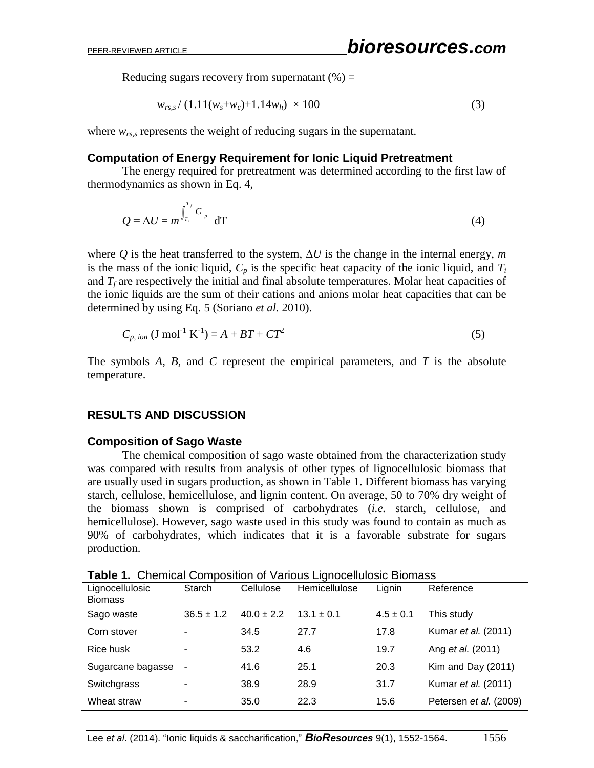Reducing sugars recovery from supernatant (%) =

$$w_{rs,s} / (1.11(w_s+w_c)+1.14w_h) \times 100 \quad (3)$$

where $w_{rs,s}$ represents the weight of reducing sugars in the supernatant.

### Computation of Energy Requirement for Ionic Liquid Pretreatment

The energy required for pretreatment was determined according to the first law of thermodynamics as shown in Eq. 4,

$$Q = \Delta U = m\int_{T_i}^{T_f} C_p \, dT \quad (4)$$

where $Q$ is the heat transferred to the system, $\Delta U$ is the change in the internal energy, $m$ is the mass of the ionic liquid, $C_p$ is the specific heat capacity of the ionic liquid, and $T_i$ and $T_f$ are respectively the initial and final absolute temperatures. Molar heat capacities of the ionic liquids are the sum of their cations and anions molar heat capacities that can be determined by using Eq. 5 (Soriano *et al.* 2010).

$$C_{p,\,ion}\ (\text{J mol}^{-1}\ \text{K}^{-1}) = A + BT + CT^2 \quad (5)$$

The symbols $A$, $B$, and $C$ represent the empirical parameters, and $T$ is the absolute temperature.

## RESULTS AND DISCUSSION

### Composition of Sago Waste

The chemical composition of sago waste obtained from the characterization study was compared with results from analysis of other types of lignocellulosic biomass that are usually used in sugars production, as shown in Table 1. Different biomass has varying starch, cellulose, hemicellulose, and lignin content. On average, 50 to 70% dry weight of the biomass shown is comprised of carbohydrates (*i.e.* starch, cellulose, and hemicellulose). However, sago waste used in this study was found to contain as much as 90% of carbohydrates, which indicates that it is a favorable substrate for sugars production.

**Table 1.** Chemical Composition of Various Lignocellulosic Biomass

| Lignocellulosic Biomass | Starch | Cellulose | Hemicellulose | Lignin | Reference |
|---|---|---|---|---|---|
| Sago waste | 36.5 ± 1.2 | 40.0 ± 2.2 | 13.1 ± 0.1 | 4.5 ± 0.1 | This study |
| Corn stover | - | 34.5 | 27.7 | 17.8 | Kumar *et al.* (2011) |
| Rice husk | - | 53.2 | 4.6 | 19.7 | Ang *et al.* (2011) |
| Sugarcane bagasse | - | 41.6 | 25.1 | 20.3 | Kim and Day (2011) |
| Switchgrass | - | 38.9 | 28.9 | 31.7 | Kumar *et al.* (2011) |
| Wheat straw | - | 35.0 | 22.3 | 15.6 | Petersen *et al.* (2009) |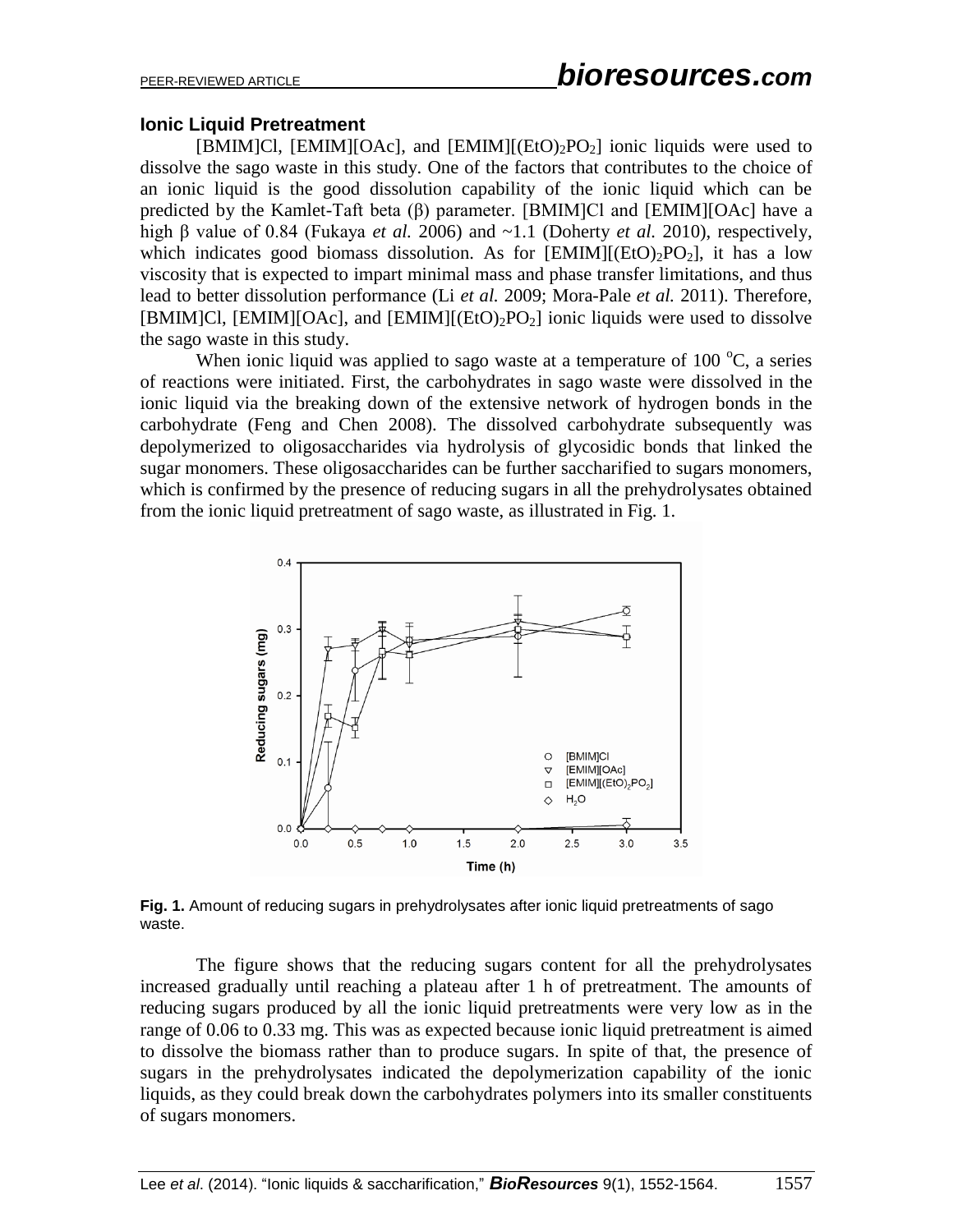### Ionic Liquid Pretreatment

[BMIM]Cl, [EMIM][OAc], and [EMIM][$(EtO)_2PO_2$] ionic liquids were used to dissolve the sago waste in this study. One of the factors that contributes to the choice of an ionic liquid is the good dissolution capability of the ionic liquid which can be predicted by the Kamlet-Taft beta ($\beta$) parameter. [BMIM]Cl and [EMIM][OAc] have a high $\beta$ value of 0.84 (Fukaya *et al.* 2006) and ~1.1 (Doherty *et al.* 2010), respectively, which indicates good biomass dissolution. As for [EMIM][$(EtO)_2PO_2$], it has a low viscosity that is expected to impart minimal mass and phase transfer limitations, and thus lead to better dissolution performance (Li *et al.* 2009; Mora-Pale *et al.* 2011). Therefore, [BMIM]Cl, [EMIM][OAc], and [EMIM][$(EtO)_2PO_2$] ionic liquids were used to dissolve the sago waste in this study.

When ionic liquid was applied to sago waste at a temperature of 100 $^{o}$C, a series of reactions were initiated. First, the carbohydrates in sago waste were dissolved in the ionic liquid via the breaking down of the extensive network of hydrogen bonds in the carbohydrate (Feng and Chen 2008). The dissolved carbohydrate subsequently was depolymerized to oligosaccharides via hydrolysis of glycosidic bonds that linked the sugar monomers. These oligosaccharides can be further saccharified to sugars monomers, which is confirmed by the presence of reducing sugars in all the prehydrolysates obtained from the ionic liquid pretreatment of sago waste, as illustrated in Fig. 1.

**Fig. 1.** Amount of reducing sugars in prehydrolysates after ionic liquid pretreatments of sago waste.

The figure shows that the reducing sugars content for all the prehydrolysates increased gradually until reaching a plateau after 1 h of pretreatment. The amounts of reducing sugars produced by all the ionic liquid pretreatments were very low as in the range of 0.06 to 0.33 mg. This was as expected because ionic liquid pretreatment is aimed to dissolve the biomass rather than to produce sugars. In spite of that, the presence of sugars in the prehydrolysates indicated the depolymerization capability of the ionic liquids, as they could break down the carbohydrates polymers into its smaller constituents of sugars monomers.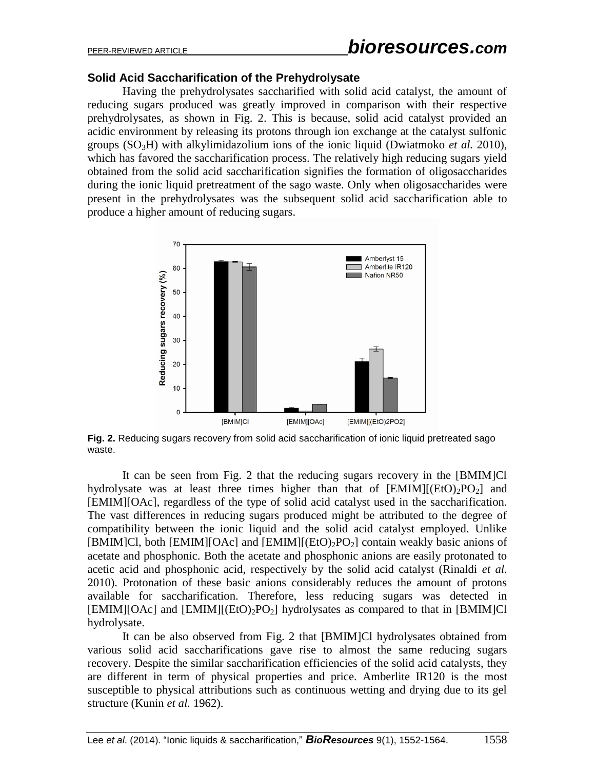### Solid Acid Saccharification of the Prehydrolysate

Having the prehydrolysates saccharified with solid acid catalyst, the amount of reducing sugars produced was greatly improved in comparison with their respective prehydrolysates, as shown in Fig. 2. This is because, solid acid catalyst provided an acidic environment by releasing its protons through ion exchange at the catalyst sulfonic groups ($SO_3H$) with alkylimidazolium ions of the ionic liquid (Dwiatmoko *et al.* 2010), which has favored the saccharification process. The relatively high reducing sugars yield obtained from the solid acid saccharification signifies the formation of oligosaccharides during the ionic liquid pretreatment of the sago waste. Only when oligosaccharides were present in the prehydrolysates was the subsequent solid acid saccharification able to produce a higher amount of reducing sugars.

**Fig. 2.** Reducing sugars recovery from solid acid saccharification of ionic liquid pretreated sago waste.

It can be seen from Fig. 2 that the reducing sugars recovery in the [BMIM]Cl hydrolysate was at least three times higher than that of [EMIM][$(EtO)_2PO_2$] and [EMIM][OAc], regardless of the type of solid acid catalyst used in the saccharification. The vast differences in reducing sugars produced might be attributed to the degree of compatibility between the ionic liquid and the solid acid catalyst employed. Unlike [BMIM]Cl, both [EMIM][OAc] and [EMIM][$(EtO)_2PO_2$] contain weakly basic anions of acetate and phosphonic. Both the acetate and phosphonic anions are easily protonated to acetic acid and phosphonic acid, respectively by the solid acid catalyst (Rinaldi *et al.* 2010). Protonation of these basic anions considerably reduces the amount of protons available for saccharification. Therefore, less reducing sugars was detected in [EMIM][OAc] and [EMIM][$(EtO)_2PO_2$] hydrolysates as compared to that in [BMIM]Cl hydrolysate.

It can be also observed from Fig. 2 that [BMIM]Cl hydrolysates obtained from various solid acid saccharifications gave rise to almost the same reducing sugars recovery. Despite the similar saccharification efficiencies of the solid acid catalysts, they are different in term of physical properties and price. Amberlite IR120 is the most susceptible to physical attributions such as continuous wetting and drying due to its gel structure (Kunin *et al.* 1962).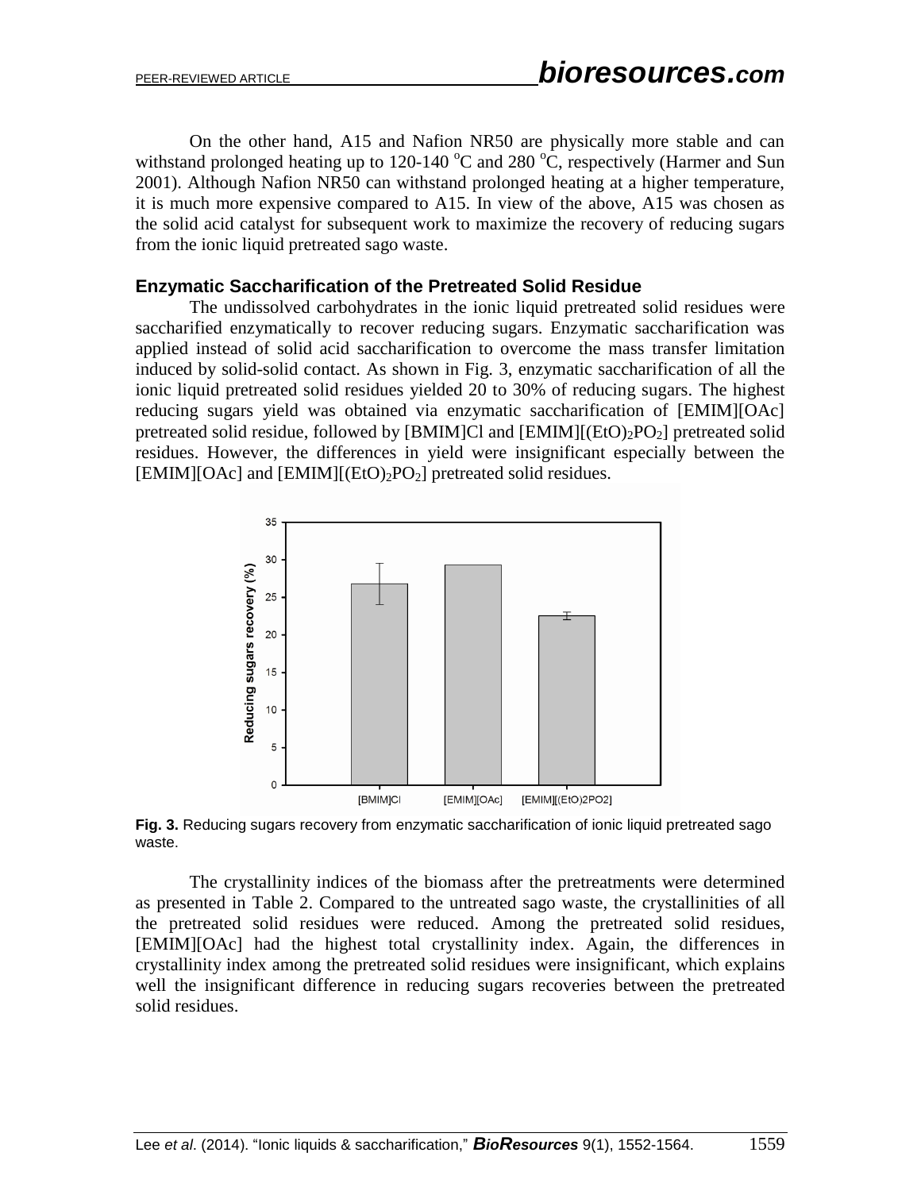On the other hand, A15 and Nafion NR50 are physically more stable and can withstand prolonged heating up to 120-140 $^{o}$C and 280 $^{o}$C, respectively (Harmer and Sun 2001). Although Nafion NR50 can withstand prolonged heating at a higher temperature, it is much more expensive compared to A15. In view of the above, A15 was chosen as the solid acid catalyst for subsequent work to maximize the recovery of reducing sugars from the ionic liquid pretreated sago waste.

### Enzymatic Saccharification of the Pretreated Solid Residue

The undissolved carbohydrates in the ionic liquid pretreated solid residues were saccharified enzymatically to recover reducing sugars. Enzymatic saccharification was applied instead of solid acid saccharification to overcome the mass transfer limitation induced by solid-solid contact. As shown in Fig. 3, enzymatic saccharification of all the ionic liquid pretreated solid residues yielded 20 to 30% of reducing sugars. The highest reducing sugars yield was obtained via enzymatic saccharification of [EMIM][OAc] pretreated solid residue, followed by [BMIM]Cl and [EMIM][$(EtO)_2PO_2$] pretreated solid residues. However, the differences in yield were insignificant especially between the [EMIM][OAc] and [EMIM][$(EtO)_2PO_2$] pretreated solid residues.

**Fig. 3.** Reducing sugars recovery from enzymatic saccharification of ionic liquid pretreated sago waste.

The crystallinity indices of the biomass after the pretreatments were determined as presented in Table 2. Compared to the untreated sago waste, the crystallinities of all the pretreated solid residues were reduced. Among the pretreated solid residues, [EMIM][OAc] had the highest total crystallinity index. Again, the differences in crystallinity index among the pretreated solid residues were insignificant, which explains well the insignificant difference in reducing sugars recoveries between the pretreated solid residues.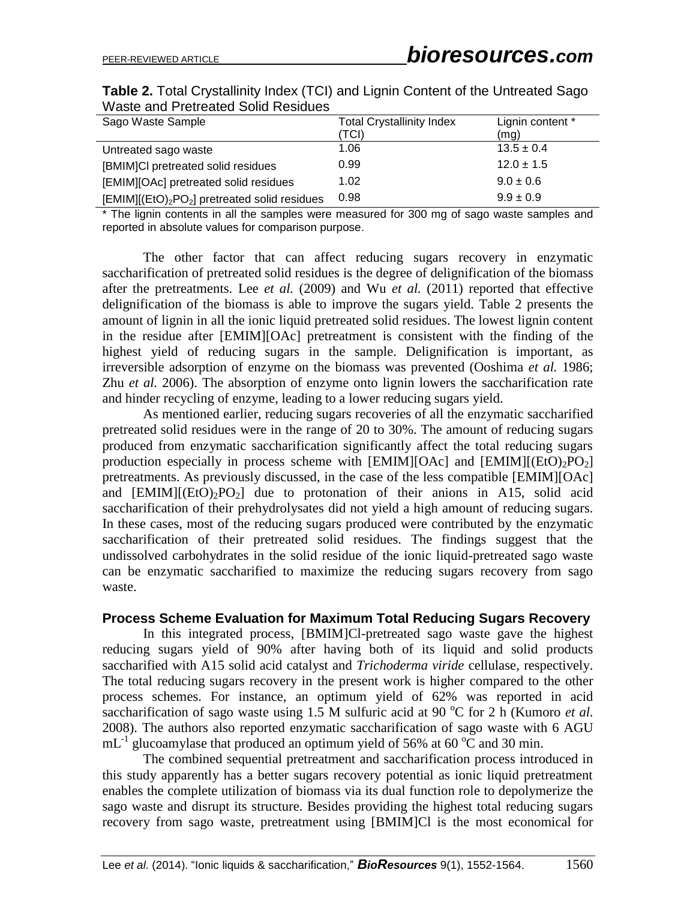**Table 2.** Total Crystallinity Index (TCI) and Lignin Content of the Untreated Sago Waste and Pretreated Solid Residues

| Sago Waste Sample | Total Crystallinity Index (TCI) | Lignin content * (mg) |
|---|---|---|
| Untreated sago waste | 1.06 | 13.5 ± 0.4 |
| [BMIM]Cl pretreated solid residues | 0.99 | 12.0 ± 1.5 |
| [EMIM][OAc] pretreated solid residues | 1.02 | 9.0 ± 0.6 |
| [EMIM][$(EtO)_2PO_2$] pretreated solid residues | 0.98 | 9.9 ± 0.9 |

\* The lignin contents in all the samples were measured for 300 mg of sago waste samples and reported in absolute values for comparison purpose.

The other factor that can affect reducing sugars recovery in enzymatic saccharification of pretreated solid residues is the degree of delignification of the biomass after the pretreatments. Lee *et al.* (2009) and Wu *et al.* (2011) reported that effective delignification of the biomass is able to improve the sugars yield. Table 2 presents the amount of lignin in all the ionic liquid pretreated solid residues. The lowest lignin content in the residue after [EMIM][OAc] pretreatment is consistent with the finding of the highest yield of reducing sugars in the sample. Delignification is important, as irreversible adsorption of enzyme on the biomass was prevented (Ooshima *et al.* 1986; Zhu *et al.* 2006). The absorption of enzyme onto lignin lowers the saccharification rate and hinder recycling of enzyme, leading to a lower reducing sugars yield.

As mentioned earlier, reducing sugars recoveries of all the enzymatic saccharified pretreated solid residues were in the range of 20 to 30%. The amount of reducing sugars produced from enzymatic saccharification significantly affect the total reducing sugars production especially in process scheme with [EMIM][OAc] and [EMIM][$(EtO)_2PO_2$] pretreatments. As previously discussed, in the case of the less compatible [EMIM][OAc] and [EMIM][$(EtO)_2PO_2$] due to protonation of their anions in A15, solid acid saccharification of their prehydrolysates did not yield a high amount of reducing sugars. In these cases, most of the reducing sugars produced were contributed by the enzymatic saccharification of their pretreated solid residues. The findings suggest that the undissolved carbohydrates in the solid residue of the ionic liquid-pretreated sago waste can be enzymatic saccharified to maximize the reducing sugars recovery from sago waste.

### Process Scheme Evaluation for Maximum Total Reducing Sugars Recovery

In this integrated process, [BMIM]Cl-pretreated sago waste gave the highest reducing sugars yield of 90% after having both of its liquid and solid products saccharified with A15 solid acid catalyst and *Trichoderma viride* cellulase, respectively. The total reducing sugars recovery in the present work is higher compared to the other process schemes. For instance, an optimum yield of 62% was reported in acid saccharification of sago waste using 1.5 M sulfuric acid at 90 °C for 2 h (Kumoro *et al.* 2008). The authors also reported enzymatic saccharification of sago waste with 6 AGU $mL^{-1}$ glucoamylase that produced an optimum yield of 56% at 60 °C and 30 min.

The combined sequential pretreatment and saccharification process introduced in this study apparently has a better sugars recovery potential as ionic liquid pretreatment enables the complete utilization of biomass via its dual function role to depolymerize the sago waste and disrupt its structure. Besides providing the highest total reducing sugars recovery from sago waste, pretreatment using [BMIM]Cl is the most economical for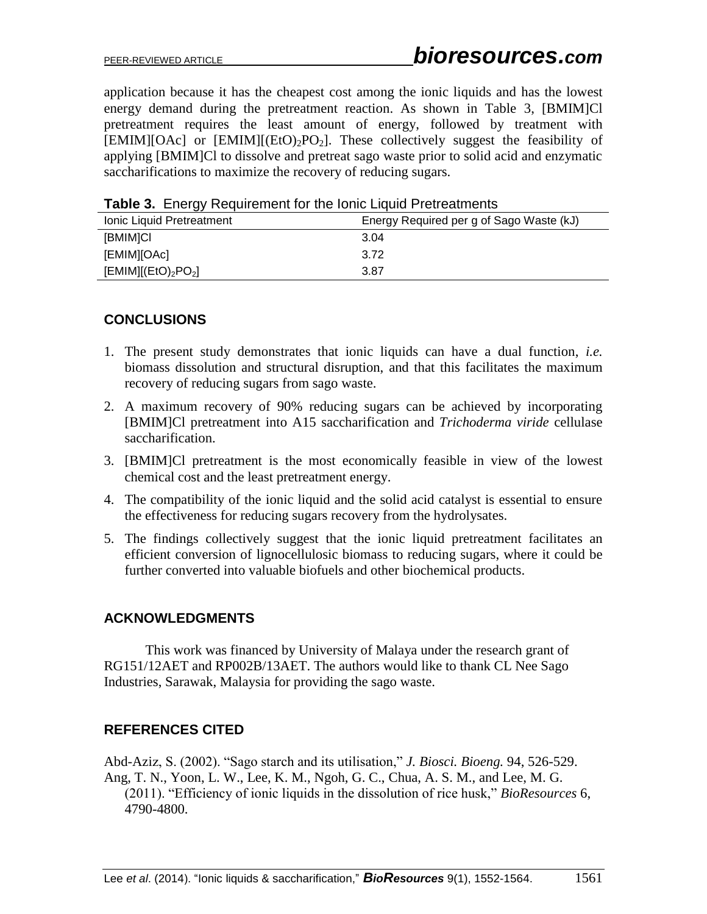application because it has the cheapest cost among the ionic liquids and has the lowest energy demand during the pretreatment reaction. As shown in Table 3, [BMIM]Cl pretreatment requires the least amount of energy, followed by treatment with [EMIM][OAc] or [EMIM][$(EtO)_2PO_2$]. These collectively suggest the feasibility of applying [BMIM]Cl to dissolve and pretreat sago waste prior to solid acid and enzymatic saccharifications to maximize the recovery of reducing sugars.

**Table 3.** Energy Requirement for the Ionic Liquid Pretreatments

| Ionic Liquid Pretreatment | Energy Required per g of Sago Waste (kJ) |
|---|---|
| [BMIM]Cl | 3.04 |
| [EMIM][OAc] | 3.72 |
| [EMIM][$(EtO)_2PO_2$] | 3.87 |

## CONCLUSIONS

1. The present study demonstrates that ionic liquids can have a dual function, *i.e.* biomass dissolution and structural disruption, and that this facilitates the maximum recovery of reducing sugars from sago waste.
2. A maximum recovery of 90% reducing sugars can be achieved by incorporating [BMIM]Cl pretreatment into A15 saccharification and *Trichoderma viride* cellulase saccharification.
3. [BMIM]Cl pretreatment is the most economically feasible in view of the lowest chemical cost and the least pretreatment energy.
4. The compatibility of the ionic liquid and the solid acid catalyst is essential to ensure the effectiveness for reducing sugars recovery from the hydrolysates.
5. The findings collectively suggest that the ionic liquid pretreatment facilitates an efficient conversion of lignocellulosic biomass to reducing sugars, where it could be further converted into valuable biofuels and other biochemical products.

## ACKNOWLEDGMENTS

This work was financed by University of Malaya under the research grant of RG151/12AET and RP002B/13AET. The authors would like to thank CL Nee Sago Industries, Sarawak, Malaysia for providing the sago waste.

## REFERENCES CITED

Abd-Aziz, S. (2002). "Sago starch and its utilisation," *J. Biosci. Bioeng.* 94, 526-529.

Ang, T. N., Yoon, L. W., Lee, K. M., Ngoh, G. C., Chua, A. S. M., and Lee, M. G. (2011). "Efficiency of ionic liquids in the dissolution of rice husk," *BioResources* 6, 4790-4800.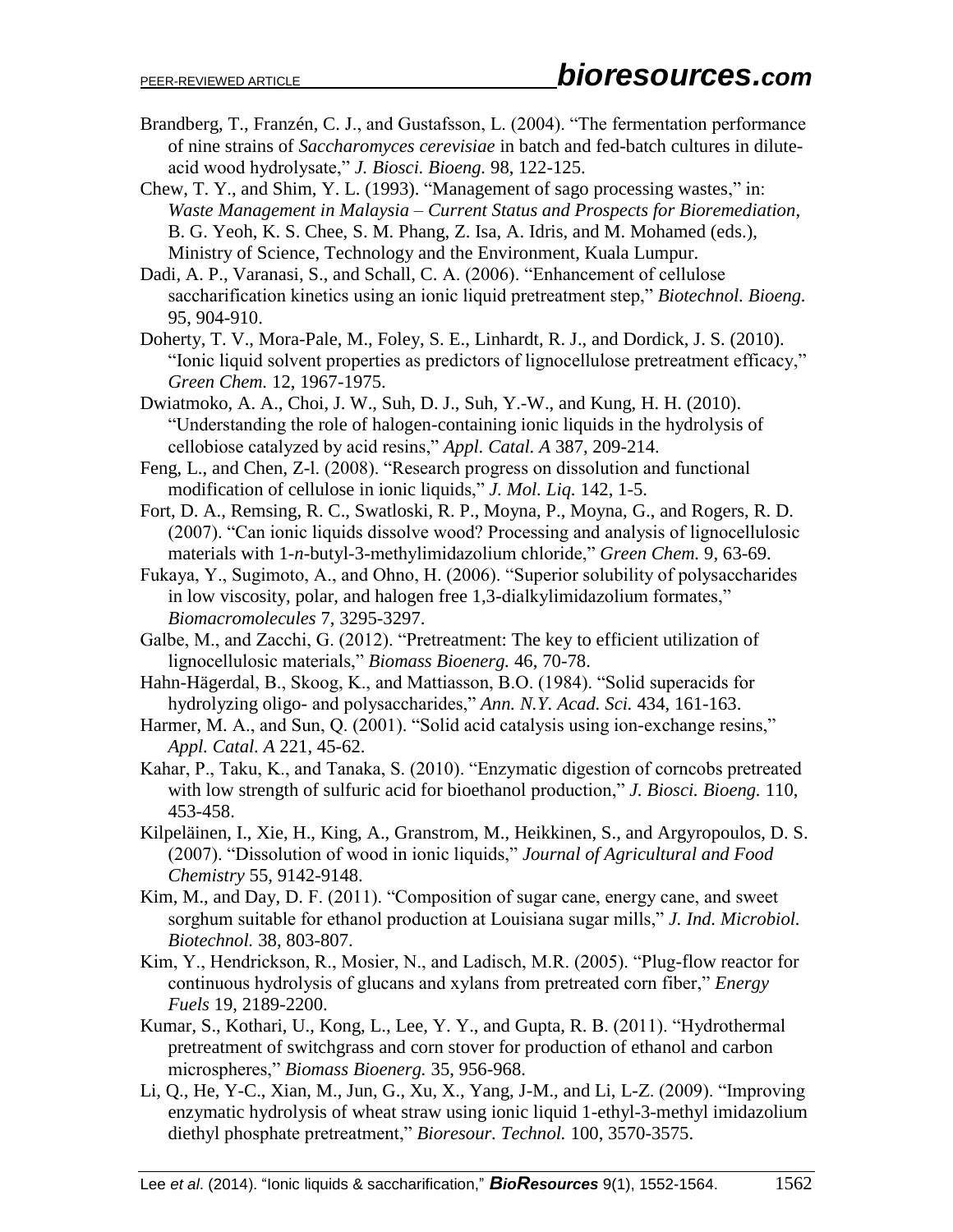Brandberg, T., Franzén, C. J., and Gustafsson, L. (2004). "The fermentation performance of nine strains of *Saccharomyces cerevisiae* in batch and fed-batch cultures in dilute-acid wood hydrolysate," *J. Biosci. Bioeng.* 98, 122-125.

Chew, T. Y., and Shim, Y. L. (1993). "Management of sago processing wastes," in: *Waste Management in Malaysia – Current Status and Prospects for Bioremediation*, B. G. Yeoh, K. S. Chee, S. M. Phang, Z. Isa, A. Idris, and M. Mohamed (eds.), Ministry of Science, Technology and the Environment, Kuala Lumpur.

Dadi, A. P., Varanasi, S., and Schall, C. A. (2006). "Enhancement of cellulose saccharification kinetics using an ionic liquid pretreatment step," *Biotechnol. Bioeng.* 95, 904-910.

Doherty, T. V., Mora-Pale, M., Foley, S. E., Linhardt, R. J., and Dordick, J. S. (2010). "Ionic liquid solvent properties as predictors of lignocellulose pretreatment efficacy," *Green Chem.* 12, 1967-1975.

Dwiatmoko, A. A., Choi, J. W., Suh, D. J., Suh, Y.-W., and Kung, H. H. (2010). "Understanding the role of halogen-containing ionic liquids in the hydrolysis of cellobiose catalyzed by acid resins," *Appl. Catal. A* 387, 209-214.

Feng, L., and Chen, Z-l. (2008). "Research progress on dissolution and functional modification of cellulose in ionic liquids," *J. Mol. Liq.* 142, 1-5.

Fort, D. A., Remsing, R. C., Swatloski, R. P., Moyna, P., Moyna, G., and Rogers, R. D. (2007). "Can ionic liquids dissolve wood? Processing and analysis of lignocellulosic materials with 1-*n*-butyl-3-methylimidazolium chloride," *Green Chem.* 9, 63-69.

Fukaya, Y., Sugimoto, A., and Ohno, H. (2006). "Superior solubility of polysaccharides in low viscosity, polar, and halogen free 1,3-dialkylimidazolium formates," *Biomacromolecules* 7, 3295-3297.

Galbe, M., and Zacchi, G. (2012). "Pretreatment: The key to efficient utilization of lignocellulosic materials," *Biomass Bioenerg.* 46, 70-78.

Hahn-Hägerdal, B., Skoog, K., and Mattiasson, B.O. (1984). "Solid superacids for hydrolyzing oligo- and polysaccharides," *Ann. N.Y. Acad. Sci.* 434, 161-163.

Harmer, M. A., and Sun, Q. (2001). "Solid acid catalysis using ion-exchange resins," *Appl. Catal. A* 221, 45-62.

Kahar, P., Taku, K., and Tanaka, S. (2010). "Enzymatic digestion of corncobs pretreated with low strength of sulfuric acid for bioethanol production," *J. Biosci. Bioeng.* 110, 453-458.

Kilpeläinen, I., Xie, H., King, A., Granstrom, M., Heikkinen, S., and Argyropoulos, D. S. (2007). "Dissolution of wood in ionic liquids," *Journal of Agricultural and Food Chemistry* 55, 9142-9148.

Kim, M., and Day, D. F. (2011). "Composition of sugar cane, energy cane, and sweet sorghum suitable for ethanol production at Louisiana sugar mills," *J. Ind. Microbiol. Biotechnol.* 38, 803-807.

Kim, Y., Hendrickson, R., Mosier, N., and Ladisch, M.R. (2005). "Plug-flow reactor for continuous hydrolysis of glucans and xylans from pretreated corn fiber," *Energy Fuels* 19, 2189-2200.

Kumar, S., Kothari, U., Kong, L., Lee, Y. Y., and Gupta, R. B. (2011). "Hydrothermal pretreatment of switchgrass and corn stover for production of ethanol and carbon microspheres," *Biomass Bioenerg.* 35, 956-968.

Li, Q., He, Y-C., Xian, M., Jun, G., Xu, X., Yang, J-M., and Li, L-Z. (2009). "Improving enzymatic hydrolysis of wheat straw using ionic liquid 1-ethyl-3-methyl imidazolium diethyl phosphate pretreatment," *Bioresour. Technol.* 100, 3570-3575.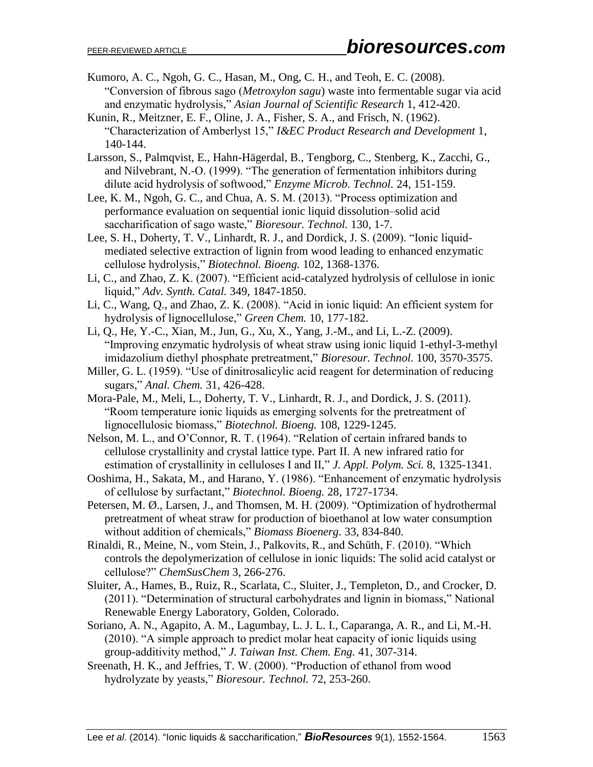Kumoro, A. C., Ngoh, G. C., Hasan, M., Ong, C. H., and Teoh, E. C. (2008). "Conversion of fibrous sago (*Metroxylon sagu*) waste into fermentable sugar via acid and enzymatic hydrolysis," *Asian Journal of Scientific Research* 1, 412-420.

Kunin, R., Meitzner, E. F., Oline, J. A., Fisher, S. A., and Frisch, N. (1962). "Characterization of Amberlyst 15," *I&EC Product Research and Development* 1, 140-144.

Larsson, S., Palmqvist, E., Hahn-Hägerdal, B., Tengborg, C., Stenberg, K., Zacchi, G., and Nilvebrant, N.-O. (1999). "The generation of fermentation inhibitors during dilute acid hydrolysis of softwood," *Enzyme Microb. Technol.* 24, 151-159.

Lee, K. M., Ngoh, G. C., and Chua, A. S. M. (2013). "Process optimization and performance evaluation on sequential ionic liquid dissolution–solid acid saccharification of sago waste," *Bioresour. Technol.* 130, 1-7.

Lee, S. H., Doherty, T. V., Linhardt, R. J., and Dordick, J. S. (2009). "Ionic liquid-mediated selective extraction of lignin from wood leading to enhanced enzymatic cellulose hydrolysis," *Biotechnol. Bioeng.* 102, 1368-1376.

Li, C., and Zhao, Z. K. (2007). "Efficient acid-catalyzed hydrolysis of cellulose in ionic liquid," *Adv. Synth. Catal.* 349, 1847-1850.

Li, C., Wang, Q., and Zhao, Z. K. (2008). "Acid in ionic liquid: An efficient system for hydrolysis of lignocellulose," *Green Chem.* 10, 177-182.

Li, Q., He, Y.-C., Xian, M., Jun, G., Xu, X., Yang, J.-M., and Li, L.-Z. (2009). "Improving enzymatic hydrolysis of wheat straw using ionic liquid 1-ethyl-3-methyl imidazolium diethyl phosphate pretreatment," *Bioresour. Technol.* 100, 3570-3575.

Miller, G. L. (1959). "Use of dinitrosalicylic acid reagent for determination of reducing sugars," *Anal. Chem.* 31, 426-428.

Mora-Pale, M., Meli, L., Doherty, T. V., Linhardt, R. J., and Dordick, J. S. (2011). "Room temperature ionic liquids as emerging solvents for the pretreatment of lignocellulosic biomass," *Biotechnol. Bioeng.* 108, 1229-1245.

Nelson, M. L., and O'Connor, R. T. (1964). "Relation of certain infrared bands to cellulose crystallinity and crystal lattice type. Part II. A new infrared ratio for estimation of crystallinity in celluloses I and II," *J. Appl. Polym. Sci.* 8, 1325-1341.

Ooshima, H., Sakata, M., and Harano, Y. (1986). "Enhancement of enzymatic hydrolysis of cellulose by surfactant," *Biotechnol. Bioeng.* 28, 1727-1734.

Petersen, M. Ø., Larsen, J., and Thomsen, M. H. (2009). "Optimization of hydrothermal pretreatment of wheat straw for production of bioethanol at low water consumption without addition of chemicals," *Biomass Bioenerg.* 33, 834-840.

Rinaldi, R., Meine, N., vom Stein, J., Palkovits, R., and Schüth, F. (2010). "Which controls the depolymerization of cellulose in ionic liquids: The solid acid catalyst or cellulose?" *ChemSusChem* 3, 266-276.

Sluiter, A., Hames, B., Ruiz, R., Scarlata, C., Sluiter, J., Templeton, D., and Crocker, D. (2011). "Determination of structural carbohydrates and lignin in biomass," National Renewable Energy Laboratory, Golden, Colorado.

Soriano, A. N., Agapito, A. M., Lagumbay, L. J. L. I., Caparanga, A. R., and Li, M.-H. (2010). "A simple approach to predict molar heat capacity of ionic liquids using group-additivity method," *J. Taiwan Inst. Chem. Eng.* 41, 307-314.

Sreenath, H. K., and Jeffries, T. W. (2000). "Production of ethanol from wood hydrolyzate by yeasts," *Bioresour. Technol.* 72, 253-260.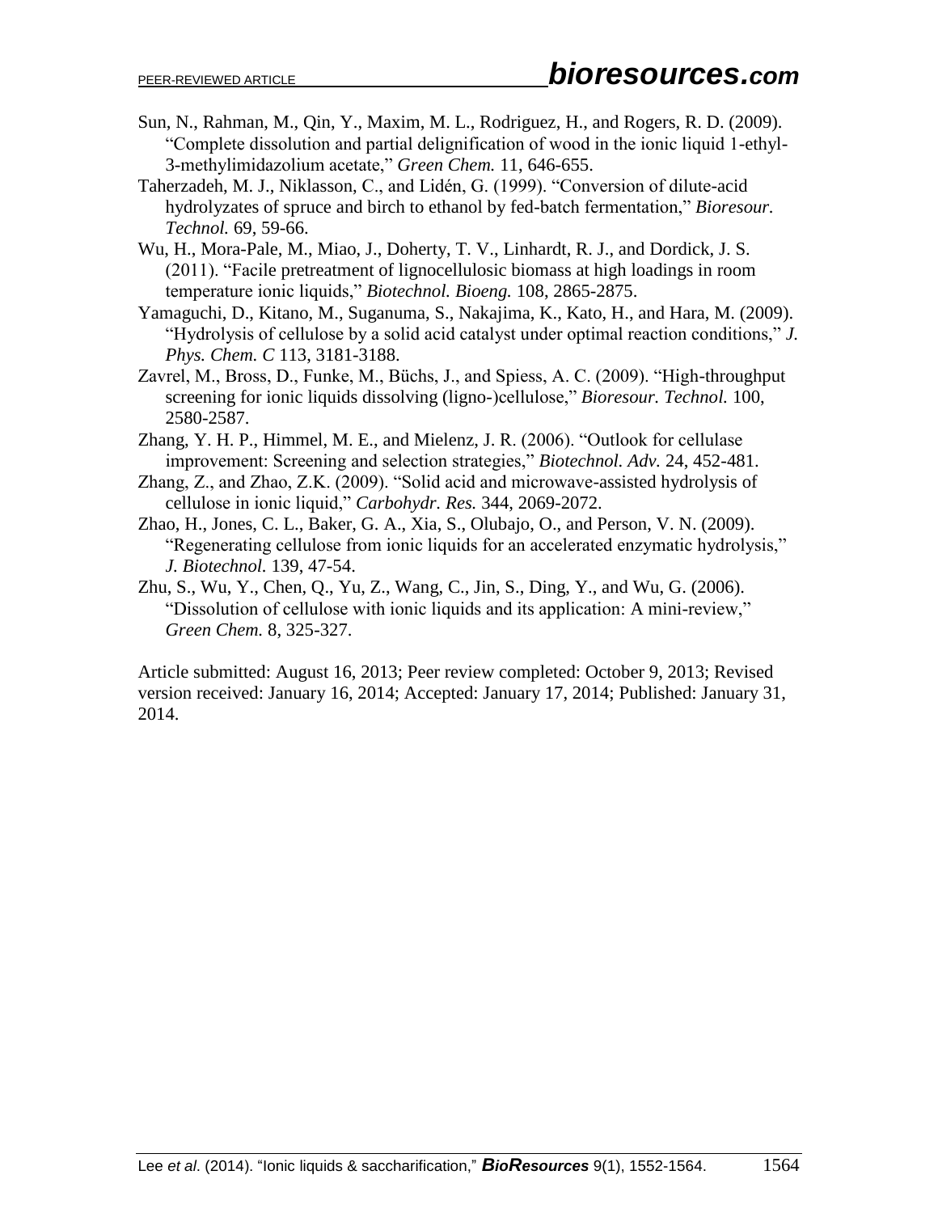Sun, N., Rahman, M., Qin, Y., Maxim, M. L., Rodriguez, H., and Rogers, R. D. (2009). "Complete dissolution and partial delignification of wood in the ionic liquid 1-ethyl-3-methylimidazolium acetate," *Green Chem.* 11, 646-655.

Taherzadeh, M. J., Niklasson, C., and Lidén, G. (1999). "Conversion of dilute-acid hydrolyzates of spruce and birch to ethanol by fed-batch fermentation," *Bioresour. Technol.* 69, 59-66.

Wu, H., Mora-Pale, M., Miao, J., Doherty, T. V., Linhardt, R. J., and Dordick, J. S. (2011). "Facile pretreatment of lignocellulosic biomass at high loadings in room temperature ionic liquids," *Biotechnol. Bioeng.* 108, 2865-2875.

Yamaguchi, D., Kitano, M., Suganuma, S., Nakajima, K., Kato, H., and Hara, M. (2009). "Hydrolysis of cellulose by a solid acid catalyst under optimal reaction conditions," *J. Phys. Chem. C* 113, 3181-3188.

Zavrel, M., Bross, D., Funke, M., Büchs, J., and Spiess, A. C. (2009). "High-throughput screening for ionic liquids dissolving (ligno-)cellulose," *Bioresour. Technol.* 100, 2580-2587.

Zhang, Y. H. P., Himmel, M. E., and Mielenz, J. R. (2006). "Outlook for cellulase improvement: Screening and selection strategies," *Biotechnol. Adv.* 24, 452-481.

Zhang, Z., and Zhao, Z.K. (2009). "Solid acid and microwave-assisted hydrolysis of cellulose in ionic liquid," *Carbohydr. Res.* 344, 2069-2072.

Zhao, H., Jones, C. L., Baker, G. A., Xia, S., Olubajo, O., and Person, V. N. (2009). "Regenerating cellulose from ionic liquids for an accelerated enzymatic hydrolysis," *J. Biotechnol.* 139, 47-54.

Zhu, S., Wu, Y., Chen, Q., Yu, Z., Wang, C., Jin, S., Ding, Y., and Wu, G. (2006). "Dissolution of cellulose with ionic liquids and its application: A mini-review," *Green Chem.* 8, 325-327.

Article submitted: August 16, 2013; Peer review completed: October 9, 2013; Revised version received: January 16, 2014; Accepted: January 17, 2014; Published: January 31, 2014.